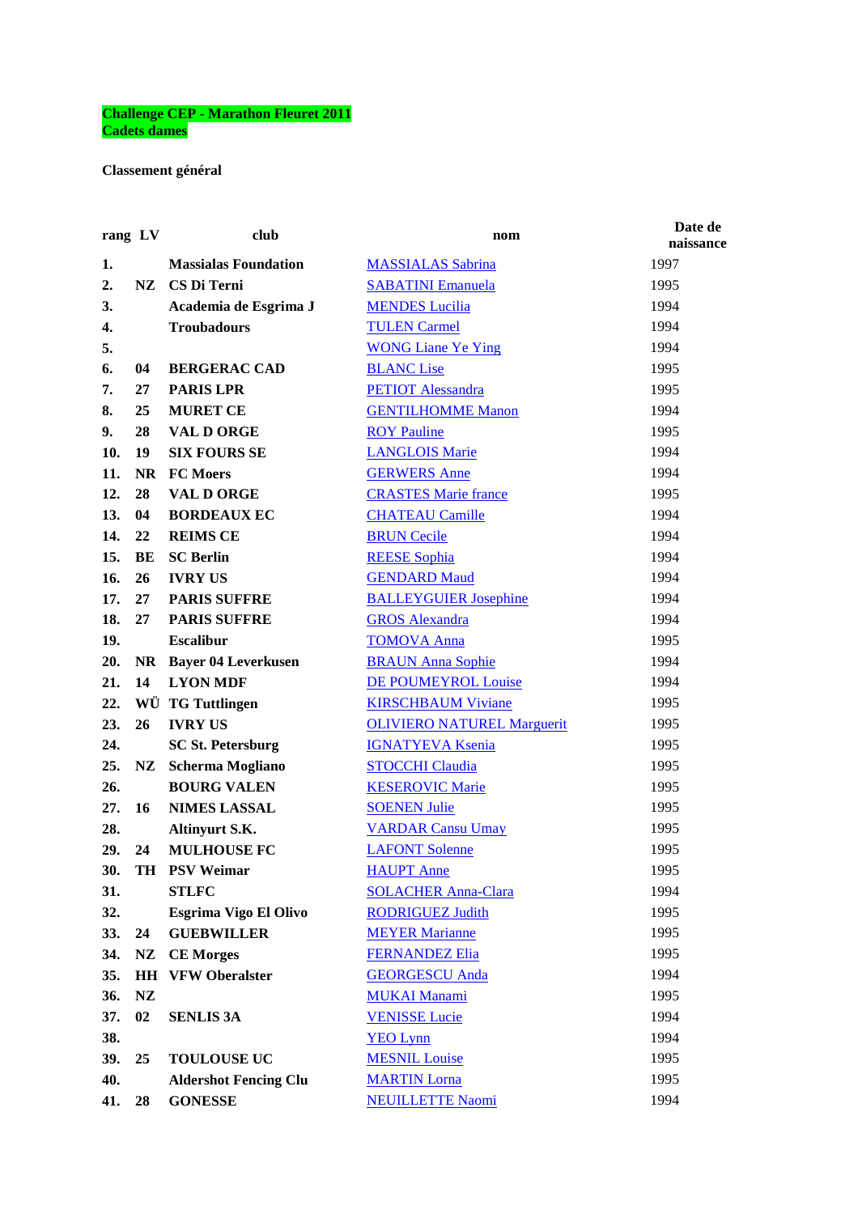**Challenge CEP - Marathon Fleuret 2011**
**Cadets dames**

**Classement général**

| rang | LV | club | nom | Date de naissance |
|---|---|---|---|---|
| 1. | | Massialas Foundation | MASSIALAS Sabrina | 1997 |
| 2. | NZ | CS Di Terni | SABATINI Emanuela | 1995 |
| 3. | | Academia de Esgrima J | MENDES Lucilia | 1994 |
| 4. | | Troubadours | TULEN Carmel | 1994 |
| 5. | | | WONG Liane Ye Ying | 1994 |
| 6. | 04 | BERGERAC CAD | BLANC Lise | 1995 |
| 7. | 27 | PARIS LPR | PETIOT Alessandra | 1995 |
| 8. | 25 | MURET CE | GENTILHOMME Manon | 1994 |
| 9. | 28 | VAL D ORGE | ROY Pauline | 1995 |
| 10. | 19 | SIX FOURS SE | LANGLOIS Marie | 1994 |
| 11. | NR | FC Moers | GERWERS Anne | 1994 |
| 12. | 28 | VAL D ORGE | CRASTES Marie france | 1995 |
| 13. | 04 | BORDEAUX EC | CHATEAU Camille | 1994 |
| 14. | 22 | REIMS CE | BRUN Cecile | 1994 |
| 15. | BE | SC Berlin | REESE Sophia | 1994 |
| 16. | 26 | IVRY US | GENDARD Maud | 1994 |
| 17. | 27 | PARIS SUFFRE | BALLEYGUIER Josephine | 1994 |
| 18. | 27 | PARIS SUFFRE | GROS Alexandra | 1994 |
| 19. | | Escalibur | TOMOVA Anna | 1995 |
| 20. | NR | Bayer 04 Leverkusen | BRAUN Anna Sophie | 1994 |
| 21. | 14 | LYON MDF | DE POUMEYROL Louise | 1994 |
| 22. | WÜ | TG Tuttlingen | KIRSCHBAUM Viviane | 1995 |
| 23. | 26 | IVRY US | OLIVIERO NATUREL Marguerit | 1995 |
| 24. | | SC St. Petersburg | IGNATYEVA Ksenia | 1995 |
| 25. | NZ | Scherma Mogliano | STOCCHI Claudia | 1995 |
| 26. | | BOURG VALEN | KESEROVIC Marie | 1995 |
| 27. | 16 | NIMES LASSAL | SOENEN Julie | 1995 |
| 28. | | Altinyurt S.K. | VARDAR Cansu Umay | 1995 |
| 29. | 24 | MULHOUSE FC | LAFONT Solenne | 1995 |
| 30. | TH | PSV Weimar | HAUPT Anne | 1995 |
| 31. | | STLFC | SOLACHER Anna-Clara | 1994 |
| 32. | | Esgrima Vigo El Olivo | RODRIGUEZ Judith | 1995 |
| 33. | 24 | GUEBWILLER | MEYER Marianne | 1995 |
| 34. | NZ | CE Morges | FERNANDEZ Elia | 1995 |
| 35. | HH | VFW Oberalster | GEORGESCU Anda | 1994 |
| 36. | NZ | | MUKAI Manami | 1995 |
| 37. | 02 | SENLIS 3A | VENISSE Lucie | 1994 |
| 38. | | | YEO Lynn | 1994 |
| 39. | 25 | TOULOUSE UC | MESNIL Louise | 1995 |
| 40. | | Aldershot Fencing Clu | MARTIN Lorna | 1995 |
| 41. | 28 | GONESSE | NEUILLETTE Naomi | 1994 |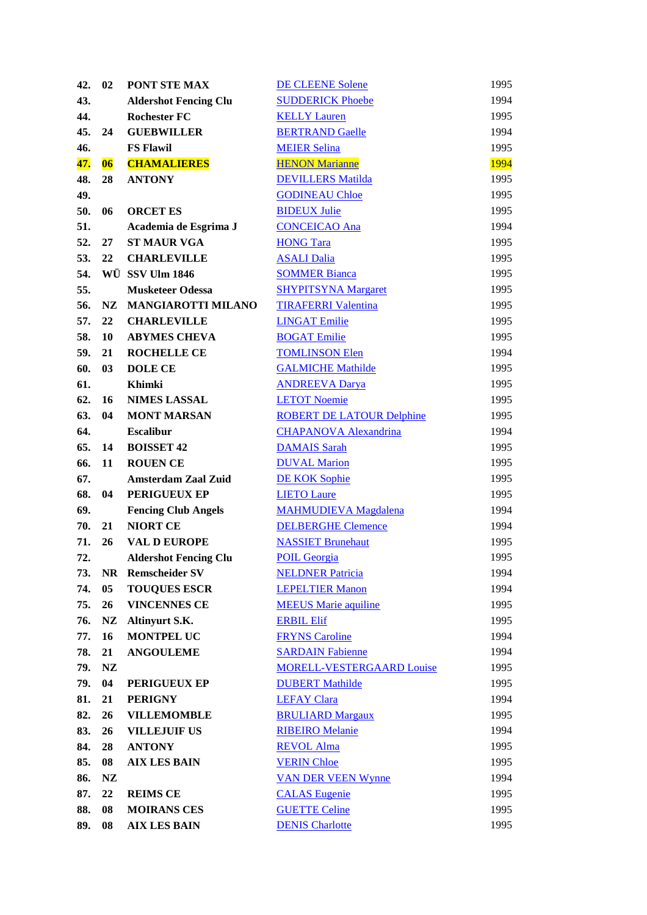| | | | | |
|---|---|---|---|---|
| 42. | 02 | PONT STE MAX | DE CLEENE Solene | 1995 |
| 43. | | Aldershot Fencing Clu | SUDDERICK Phoebe | 1994 |
| 44. | | Rochester FC | KELLY Lauren | 1995 |
| 45. | 24 | GUEBWILLER | BERTRAND Gaelle | 1994 |
| 46. | | FS Flawil | MEIER Selina | 1995 |
| 47. | 06 | CHAMALIERES | HENON Marianne | 1994 |
| 48. | 28 | ANTONY | DEVILLERS Matilda | 1995 |
| 49. | | | GODINEAU Chloe | 1995 |
| 50. | 06 | ORCET ES | BIDEUX Julie | 1995 |
| 51. | | Academia de Esgrima J | CONCEICAO Ana | 1994 |
| 52. | 27 | ST MAUR VGA | HONG Tara | 1995 |
| 53. | 22 | CHARLEVILLE | ASALI Dalia | 1995 |
| 54. | WÜ | SSV Ulm 1846 | SOMMER Bianca | 1995 |
| 55. | | Musketeer Odessa | SHYPITSYNA Margaret | 1995 |
| 56. | NZ | MANGIAROTTI MILANO | TIRAFERRI Valentina | 1995 |
| 57. | 22 | CHARLEVILLE | LINGAT Emilie | 1995 |
| 58. | 10 | ABYMES CHEVA | BOGAT Emilie | 1995 |
| 59. | 21 | ROCHELLE CE | TOMLINSON Elen | 1994 |
| 60. | 03 | DOLE CE | GALMICHE Mathilde | 1995 |
| 61. | | Khimki | ANDREEVA Darya | 1995 |
| 62. | 16 | NIMES LASSAL | LETOT Noemie | 1995 |
| 63. | 04 | MONT MARSAN | ROBERT DE LATOUR Delphine | 1995 |
| 64. | | Escalibur | CHAPANOVA Alexandrina | 1994 |
| 65. | 14 | BOISSET 42 | DAMAIS Sarah | 1995 |
| 66. | 11 | ROUEN CE | DUVAL Marion | 1995 |
| 67. | | Amsterdam Zaal Zuid | DE KOK Sophie | 1995 |
| 68. | 04 | PERIGUEUX EP | LIETO Laure | 1995 |
| 69. | | Fencing Club Angels | MAHMUDIEVA Magdalena | 1994 |
| 70. | 21 | NIORT CE | DELBERGHE Clemence | 1994 |
| 71. | 26 | VAL D EUROPE | NASSIET Brunehaut | 1995 |
| 72. | | Aldershot Fencing Clu | POIL Georgia | 1995 |
| 73. | NR | Remscheider SV | NELDNER Patricia | 1994 |
| 74. | 05 | TOUQUES ESCR | LEPELTIER Manon | 1994 |
| 75. | 26 | VINCENNES CE | MEEUS Marie aquiline | 1995 |
| 76. | NZ | Altinyurt S.K. | ERBIL Elif | 1995 |
| 77. | 16 | MONTPEL UC | FRYNS Caroline | 1994 |
| 78. | 21 | ANGOULEME | SARDAIN Fabienne | 1994 |
| 79. | NZ | | MORELL-VESTERGAARD Louise | 1995 |
| 79. | 04 | PERIGUEUX EP | DUBERT Mathilde | 1995 |
| 81. | 21 | PERIGNY | LEFAY Clara | 1994 |
| 82. | 26 | VILLEMOMBLE | BRULIARD Margaux | 1995 |
| 83. | 26 | VILLEJUIF US | RIBEIRO Melanie | 1994 |
| 84. | 28 | ANTONY | REVOL Alma | 1995 |
| 85. | 08 | AIX LES BAIN | VERIN Chloe | 1995 |
| 86. | NZ | | VAN DER VEEN Wynne | 1994 |
| 87. | 22 | REIMS CE | CALAS Eugenie | 1995 |
| 88. | 08 | MOIRANS CES | GUETTE Celine | 1995 |
| 89. | 08 | AIX LES BAIN | DENIS Charlotte | 1995 |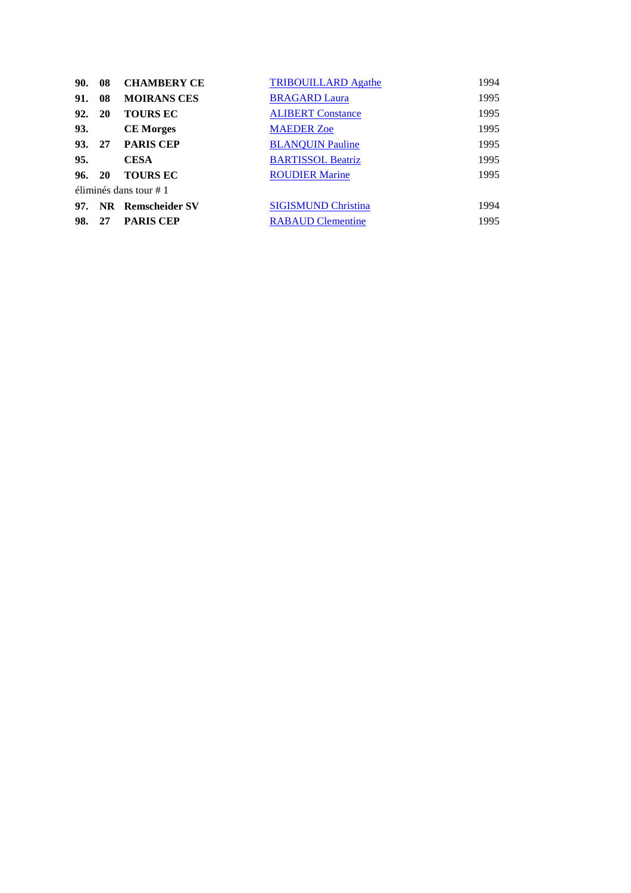| | | | | |
|---|---|---|---|---|
| **90.** | **08** | **CHAMBERY CE** | TRIBOUILLARD Agathe | 1994 |
| **91.** | **08** | **MOIRANS CES** | BRAGARD Laura | 1995 |
| **92.** | **20** | **TOURS EC** | ALIBERT Constance | 1995 |
| **93.** | | **CE Morges** | MAEDER Zoe | 1995 |
| **93.** | **27** | **PARIS CEP** | BLANQUIN Pauline | 1995 |
| **95.** | | **CESA** | BARTISSOL Beatriz | 1995 |
| **96.** | **20** | **TOURS EC** | ROUDIER Marine | 1995 |
| éliminés dans tour # 1 | | | | |
| **97.** | **NR** | **Remscheider SV** | SIGISMUND Christina | 1994 |
| **98.** | **27** | **PARIS CEP** | RABAUD Clementine | 1995 |